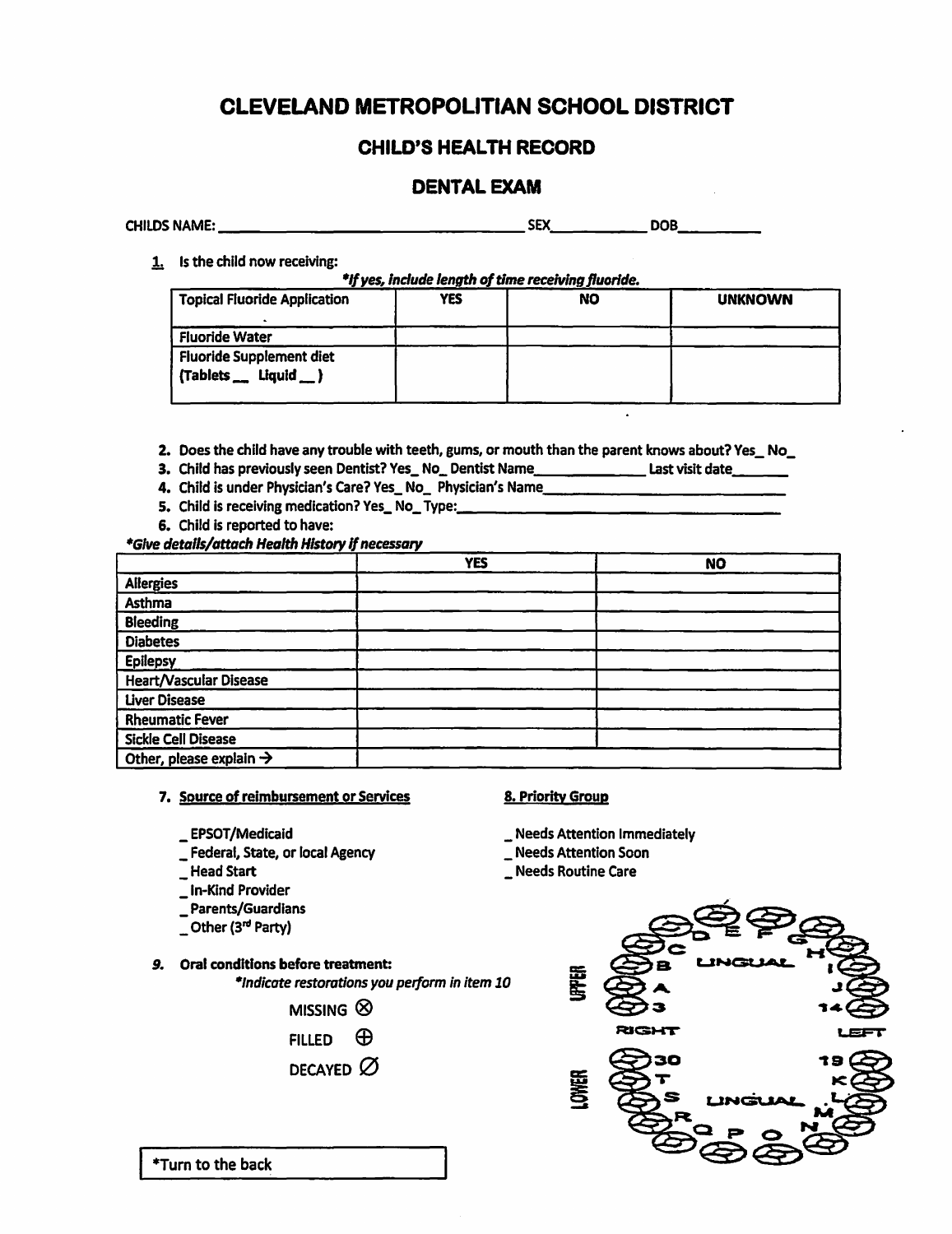# CLEVELAND METROPOLITIAN SCHOOL DISTRICT

## CHILD'S HEALTH RECORD

### DENTAL EXAM

CHILDS NAME: ________________________________ SEX__________ DOB__________

**1.** Is the child now receiving:

***If yes, include length of time receiving fluoride.***

| Topical Fluoride Application | YES | NO | UNKNOWN |
|---|---|---|---|
| Fluoride Water | | | |
| Fluoride Supplement diet (Tablets __ Liquid __) | | | |

2. Does the child have any trouble with teeth, gums, or mouth than the parent knows about? Yes_ No_
3. Child has previously seen Dentist? Yes_ No_ Dentist Name____________ Last visit date_______
4. Child is under Physician's Care? Yes_ No_ Physician's Name______________________________
5. Child is receiving medication? Yes_ No_ Type:______________________________________
6. Child is reported to have:

***Give details/attach Health History if necessary***

| | YES | NO |
|---|---|---|
| Allergies | | |
| Asthma | | |
| Bleeding | | |
| Diabetes | | |
| Epilepsy | | |
| Heart/Vascular Disease | | |
| Liver Disease | | |
| Rheumatic Fever | | |
| Sickle Cell Disease | | |
| Other, please explain → | | |

**7. Source of reimbursement or Services**

- _ EPSOT/Medicaid
- _ Federal, State, or local Agency
- _ Head Start
- _ In-Kind Provider
- _ Parents/Guardians
- _ Other (3rd Party)

**8. Priority Group**

- _ Needs Attention Immediately
- _ Needs Attention Soon
- _ Needs Routine Care

**9. Oral conditions before treatment:**

*Indicate restorations you perform in item 10

MISSING ⊗

FILLED ⊕

DECAYED ∅

UPPER: C D E F G H I J 14 B A 3 LINGUAL RIGHT LEFT

LOWER: 30 T S R Q P O N M L K 19 LINGUAL

*Turn to the back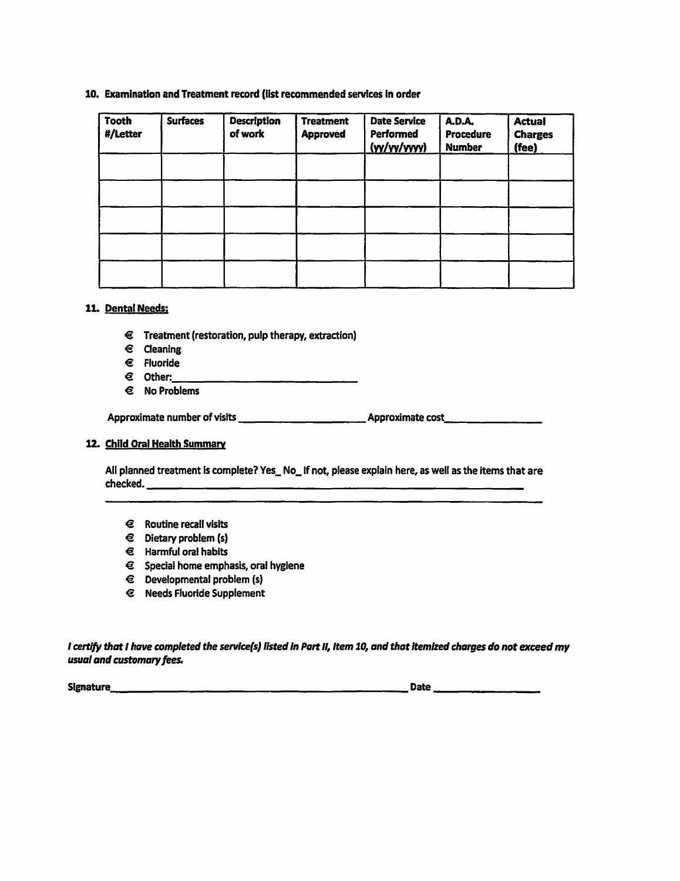10. **Examination and Treatment record (list recommended services in order**

| Tooth #/Letter | Surfaces | Description of work | Treatment Approved | Date Service Performed (yy/yy/yyyy) | A.D.A. Procedure Number | Actual Charges (fee) |
|---|---|---|---|---|---|---|
| | | | | | | |
| | | | | | | |
| | | | | | | |
| | | | | | | |
| | | | | | | |

11. **Dental Needs:**

- € Treatment (restoration, pulp therapy, extraction)
- € Cleaning
- € Fluoride
- € Other:______________________________
- € No Problems

Approximate number of visits ______________________ Approximate cost________________

12. **Child Oral Health Summary**

All planned treatment is complete? Yes_ No_ If not, please explain here, as well as the items that are checked. ______________________________________________________________________

______________________________________________________________________

- € Routine recall visits
- € Dietary problem (s)
- € Harmful oral habits
- € Special home emphasis, oral hygiene
- € Developmental problem (s)
- € Needs Fluoride Supplement

***I certify that I have completed the service(s) listed in Part II, Item 10, and that itemized charges do not exceed my usual and customary fees.***

**Signature**______________________________________________________ **Date** __________________